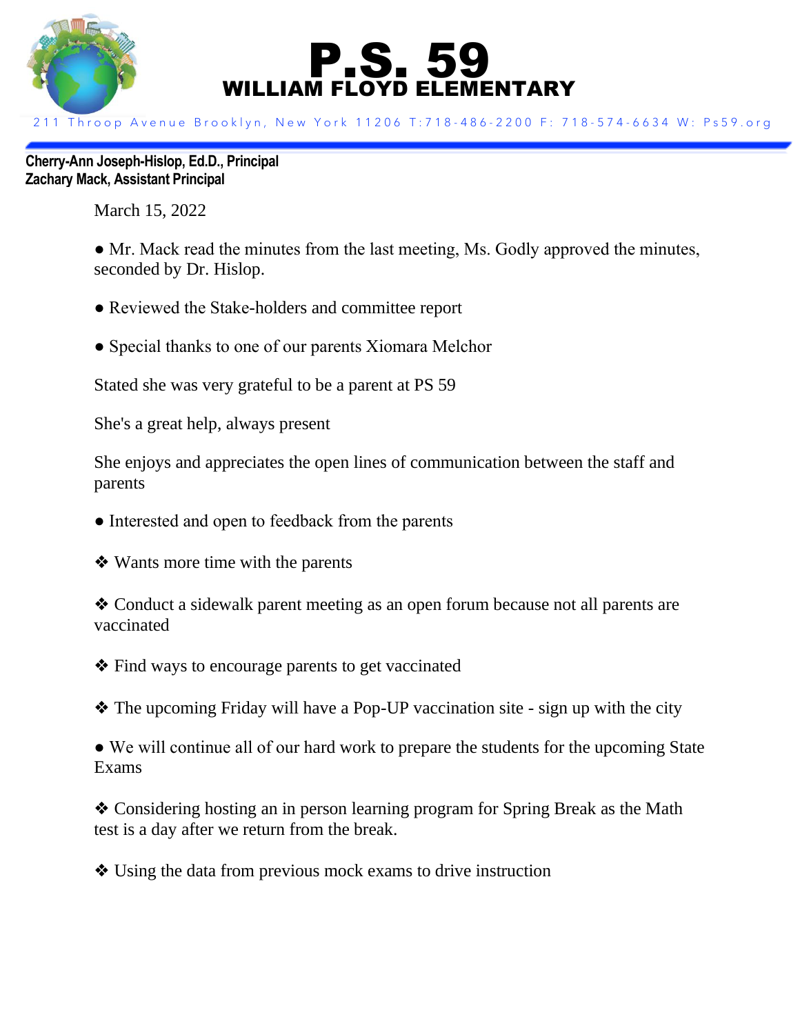# P.S. 59

## WILLIAM FLOYD ELEMENTARY

211 Throop Avenue Brooklyn, New York 11206 T:718-486-2200 F: 718-574-6634 W: Ps59.org

**Cherry-Ann Joseph-Hislop, Ed.D., Principal**
**Zachary Mack, Assistant Principal**

March 15, 2022

● Mr. Mack read the minutes from the last meeting, Ms. Godly approved the minutes, seconded by Dr. Hislop.

● Reviewed the Stake-holders and committee report

● Special thanks to one of our parents Xiomara Melchor

Stated she was very grateful to be a parent at PS 59

She's a great help, always present

She enjoys and appreciates the open lines of communication between the staff and parents

● Interested and open to feedback from the parents

❖ Wants more time with the parents

❖ Conduct a sidewalk parent meeting as an open forum because not all parents are vaccinated

❖ Find ways to encourage parents to get vaccinated

❖ The upcoming Friday will have a Pop-UP vaccination site - sign up with the city

● We will continue all of our hard work to prepare the students for the upcoming State Exams

❖ Considering hosting an in person learning program for Spring Break as the Math test is a day after we return from the break.

❖ Using the data from previous mock exams to drive instruction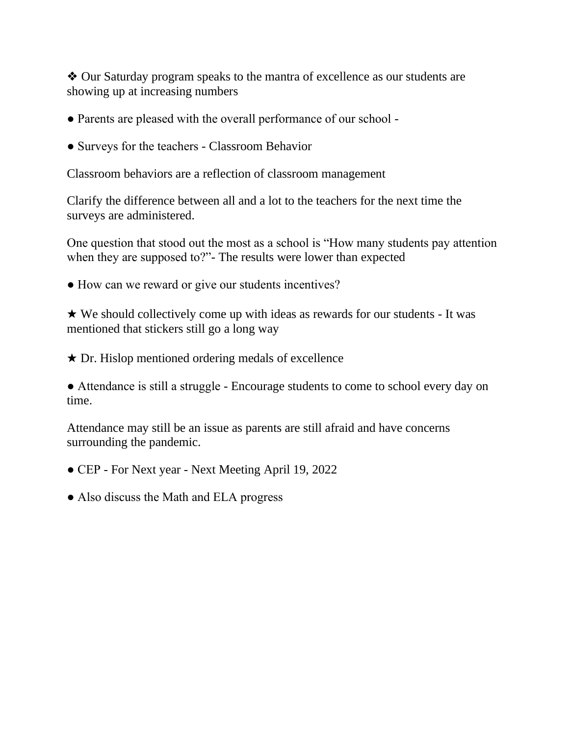❖ Our Saturday program speaks to the mantra of excellence as our students are showing up at increasing numbers

● Parents are pleased with the overall performance of our school -

● Surveys for the teachers - Classroom Behavior

Classroom behaviors are a reflection of classroom management

Clarify the difference between all and a lot to the teachers for the next time the surveys are administered.

One question that stood out the most as a school is "How many students pay attention when they are supposed to?"- The results were lower than expected

● How can we reward or give our students incentives?

★ We should collectively come up with ideas as rewards for our students - It was mentioned that stickers still go a long way

★ Dr. Hislop mentioned ordering medals of excellence

● Attendance is still a struggle - Encourage students to come to school every day on time.

Attendance may still be an issue as parents are still afraid and have concerns surrounding the pandemic.

● CEP - For Next year - Next Meeting April 19, 2022

● Also discuss the Math and ELA progress